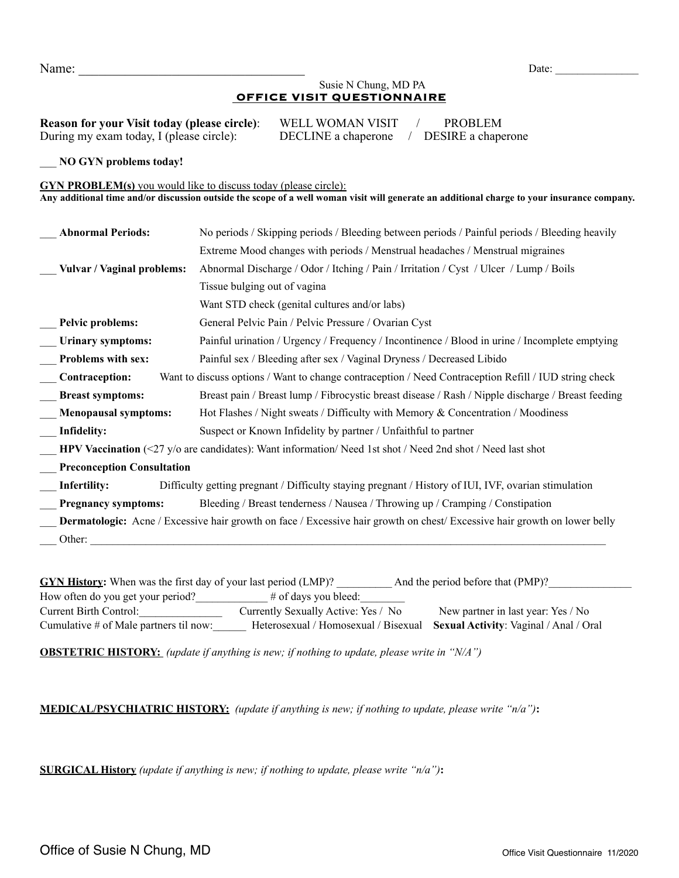Name: ___________________________________ Date: _______________

Susie N Chung, MD PA

# OFFICE VISIT QUESTIONNAIRE

**Reason for your Visit today (please circle)**: WELL WOMAN VISIT / PROBLEM
During my exam today, I (please circle): DECLINE a chaperone / DESIRE a chaperone

___ **NO GYN problems today!**

**GYN PROBLEM(s)** you would like to discuss today (please circle):
**Any additional time and/or discussion outside the scope of a well woman visit will generate an additional charge to your insurance company.**

___ **Abnormal Periods:** No periods / Skipping periods / Bleeding between periods / Painful periods / Bleeding heavily
Extreme Mood changes with periods / Menstrual headaches / Menstrual migraines

___ **Vulvar / Vaginal problems:** Abnormal Discharge / Odor / Itching / Pain / Irritation / Cyst / Ulcer / Lump / Boils
Tissue bulging out of vagina
Want STD check (genital cultures and/or labs)

___ **Pelvic problems:** General Pelvic Pain / Pelvic Pressure / Ovarian Cyst

___ **Urinary symptoms:** Painful urination / Urgency / Frequency / Incontinence / Blood in urine / Incomplete emptying

___ **Problems with sex:** Painful sex / Bleeding after sex / Vaginal Dryness / Decreased Libido

___ **Contraception:** Want to discuss options / Want to change contraception / Need Contraception Refill / IUD string check

___ **Breast symptoms:** Breast pain / Breast lump / Fibrocystic breast disease / Rash / Nipple discharge / Breast feeding

___ **Menopausal symptoms:** Hot Flashes / Night sweats / Difficulty with Memory & Concentration / Moodiness

___ **Infidelity:** Suspect or Known Infidelity by partner / Unfaithful to partner

___ **HPV Vaccination** (<27 y/o are candidates): Want information/ Need 1st shot / Need 2nd shot / Need last shot

___ **Preconception Consultation**

___ **Infertility:** Difficulty getting pregnant / Difficulty staying pregnant / History of IUI, IVF, ovarian stimulation

___ **Pregnancy symptoms:** Bleeding / Breast tenderness / Nausea / Throwing up / Cramping / Constipation

___ **Dermatologic:** Acne / Excessive hair growth on face / Excessive hair growth on chest/ Excessive hair growth on lower belly

___ Other: ____________________________________________________________________________________

**GYN History:** When was the first day of your last period (LMP)? __________ And the period before that (PMP)?_______________
How often do you get your period?_____________ # of days you bleed:________
Current Birth Control:_______________ Currently Sexually Active: Yes / No New partner in last year: Yes / No
Cumulative # of Male partners til now:______ Heterosexual / Homosexual / Bisexual **Sexual Activity**: Vaginal / Anal / Oral

**OBSTETRIC HISTORY:** *(update if anything is new; if nothing to update, please write in "N/A")*

**MEDICAL/PSYCHIATRIC HISTORY:** *(update if anything is new; if nothing to update, please write "n/a")***:**

**SURGICAL History** *(update if anything is new; if nothing to update, please write "n/a")***:**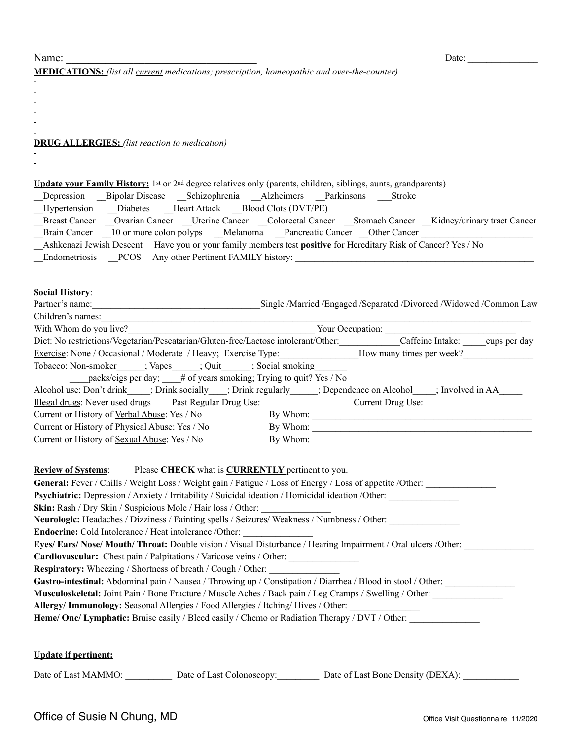Name: ____________________________________ Date: _______________

**MEDICATIONS:** *(list all current medications; prescription, homeopathic and over-the-counter)*

-
-
-
-
-
-

**DRUG ALLERGIES:** *(list reaction to medication)*

-
-

**Update your Family History:** 1st or 2nd degree relatives only (parents, children, siblings, aunts, grandparents)

__Depression __Bipolar Disease __Schizophrenia __Alzheimers __Parkinsons ___Stroke

__Hypertension __Diabetes __Heart Attack __Blood Clots (DVT/PE)

__Breast Cancer __Ovarian Cancer __Uterine Cancer __Colorectal Cancer __Stomach Cancer __Kidney/urinary tract Cancer

__Brain Cancer __10 or more colon polyps __Melanoma __Pancreatic Cancer __Other Cancer ________________________

__Ashkenazi Jewish Descent Have you or your family members test **positive** for Hereditary Risk of Cancer? Yes / No

__Endometriosis __PCOS Any other Pertinent FAMILY history: ____________________________________________________

**Social History**:

Partner's name:___________________________________Single /Married /Engaged /Separated /Divorced /Widowed /Common Law

Children's names:_____________________________________________________________________________________

With Whom do you live?________________________________________ Your Occupation: ___________________________

Diet: No restrictions/Vegetarian/Pescatarian/Gluten-free/Lactose intolerant/Other:_____________Caffeine Intake: _____cups per day

Exercise: None / Occasional / Moderate / Heavy; Exercise Type:________________How many times per week?_______________

Tobacco: Non-smoker______; Vapes______; Quit______ ; Social smoking_______

____packs/cigs per day; ____# of years smoking; Trying to quit? Yes / No

Alcohol use: Don't drink_____; Drink socially____; Drink regularly______; Dependence on Alcohol_____; Involved in AA_____

Illegal drugs: Never used drugs____ Past Regular Drug Use: __________________ Current Drug Use: ______________________

Current or History of Verbal Abuse: Yes / No By Whom: ________________________________________________

Current or History of Physical Abuse: Yes / No By Whom: ________________________________________________

Current or History of Sexual Abuse: Yes / No By Whom: ________________________________________________

**Review of Systems**: Please **CHECK** what is **CURRENTLY** pertinent to you.

**General:** Fever / Chills / Weight Loss / Weight gain / Fatigue / Loss of Energy / Loss of appetite /Other: _______________

**Psychiatric:** Depression / Anxiety / Irritability / Suicidal ideation / Homicidal ideation /Other: _______________

**Skin:** Rash / Dry Skin / Suspicious Mole / Hair loss / Other: _______________

**Neurologic:** Headaches / Dizziness / Fainting spells / Seizures/ Weakness / Numbness / Other: _______________

**Endocrine:** Cold Intolerance / Heat intolerance /Other: _______________

**Eyes/ Ears/ Nose/ Mouth/ Throat:** Double vision / Visual Disturbance / Hearing Impairment / Oral ulcers /Other: _______________

**Cardiovascular:** Chest pain / Palpitations / Varicose veins / Other: _______________

**Respiratory:** Wheezing / Shortness of breath / Cough / Other: _______________

**Gastro-intestinal:** Abdominal pain / Nausea / Throwing up / Constipation / Diarrhea / Blood in stool / Other: _______________

**Musculoskeletal:** Joint Pain / Bone Fracture / Muscle Aches / Back pain / Leg Cramps / Swelling / Other: _______________

**Allergy/ Immunology:** Seasonal Allergies / Food Allergies / Itching/ Hives / Other: _______________

**Heme/ Onc/ Lymphatic:** Bruise easily / Bleed easily / Chemo or Radiation Therapy / DVT / Other: _______________

**Update if pertinent:**

Date of Last MAMMO: __________ Date of Last Colonoscopy:_________ Date of Last Bone Density (DEXA): ____________

Office of Susie N Chung, MD

Office Visit Questionnaire 11/2020